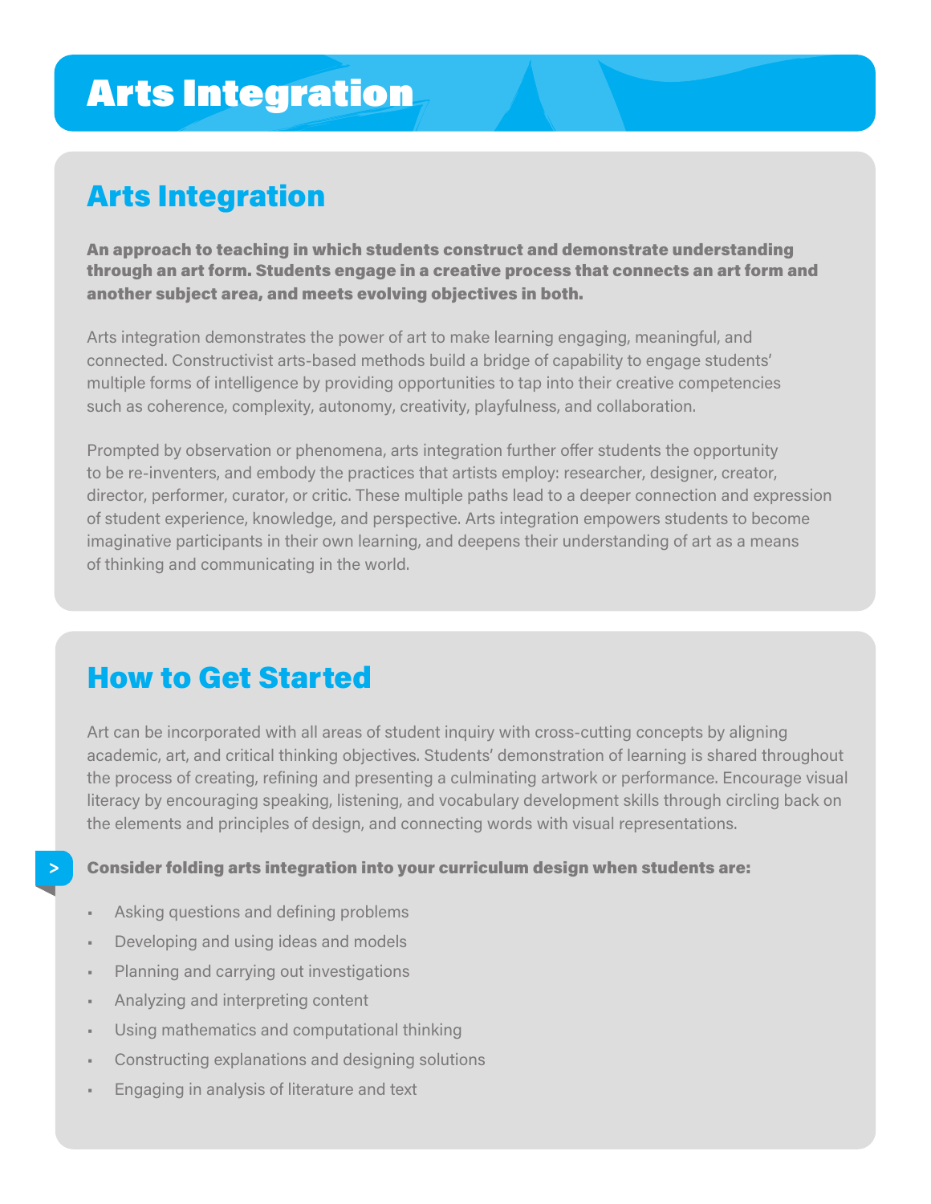# Arts Integration

## Arts Integration

**An approach to teaching in which students construct and demonstrate understanding through an art form. Students engage in a creative process that connects an art form and another subject area, and meets evolving objectives in both.**

Arts integration demonstrates the power of art to make learning engaging, meaningful, and connected. Constructivist arts-based methods build a bridge of capability to engage students' multiple forms of intelligence by providing opportunities to tap into their creative competencies such as coherence, complexity, autonomy, creativity, playfulness, and collaboration.

Prompted by observation or phenomena, arts integration further offer students the opportunity to be re-inventers, and embody the practices that artists employ: researcher, designer, creator, director, performer, curator, or critic. These multiple paths lead to a deeper connection and expression of student experience, knowledge, and perspective. Arts integration empowers students to become imaginative participants in their own learning, and deepens their understanding of art as a means of thinking and communicating in the world.

## How to Get Started

Art can be incorporated with all areas of student inquiry with cross-cutting concepts by aligning academic, art, and critical thinking objectives. Students' demonstration of learning is shared throughout the process of creating, refining and presenting a culminating artwork or performance. Encourage visual literacy by encouraging speaking, listening, and vocabulary development skills through circling back on the elements and principles of design, and connecting words with visual representations.

**Consider folding arts integration into your curriculum design when students are:**

- Asking questions and defining problems
- Developing and using ideas and models
- Planning and carrying out investigations
- Analyzing and interpreting content
- Using mathematics and computational thinking
- Constructing explanations and designing solutions
- Engaging in analysis of literature and text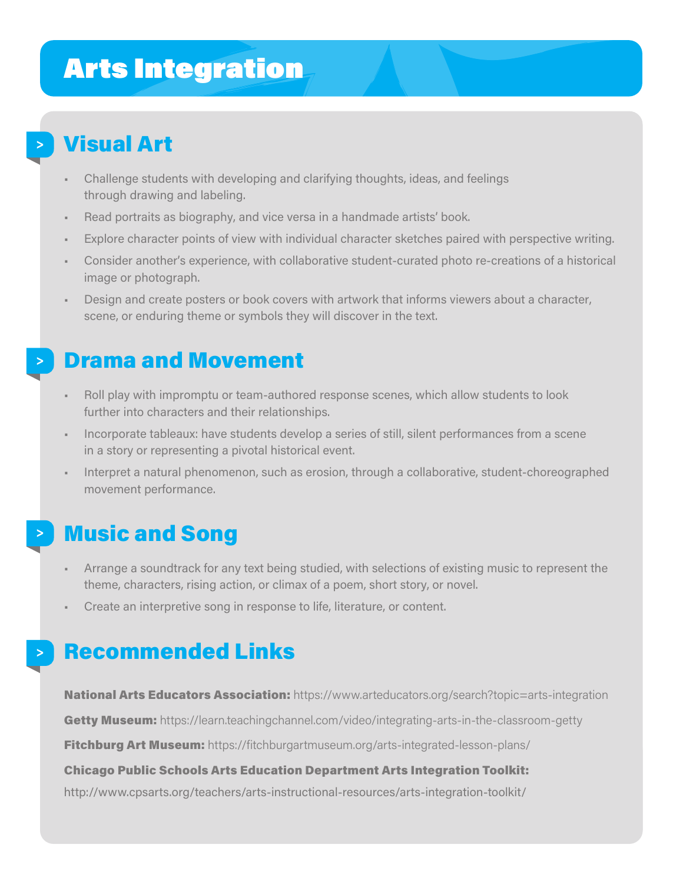# Arts Integration

## Visual Art

- Challenge students with developing and clarifying thoughts, ideas, and feelings through drawing and labeling.
- Read portraits as biography, and vice versa in a handmade artists' book.
- Explore character points of view with individual character sketches paired with perspective writing.
- Consider another's experience, with collaborative student-curated photo re-creations of a historical image or photograph.
- Design and create posters or book covers with artwork that informs viewers about a character, scene, or enduring theme or symbols they will discover in the text.

## Drama and Movement

- Roll play with impromptu or team-authored response scenes, which allow students to look further into characters and their relationships.
- Incorporate tableaux: have students develop a series of still, silent performances from a scene in a story or representing a pivotal historical event.
- Interpret a natural phenomenon, such as erosion, through a collaborative, student-choreographed movement performance.

## Music and Song

- Arrange a soundtrack for any text being studied, with selections of existing music to represent the theme, characters, rising action, or climax of a poem, short story, or novel.
- Create an interpretive song in response to life, literature, or content.

## Recommended Links

**National Arts Educators Association:** https://www.arteducators.org/search?topic=arts-integration

**Getty Museum:** https://learn.teachingchannel.com/video/integrating-arts-in-the-classroom-getty

**Fitchburg Art Museum:** https://fitchburgartmuseum.org/arts-integrated-lesson-plans/

**Chicago Public Schools Arts Education Department Arts Integration Toolkit:**

http://www.cpsarts.org/teachers/arts-instructional-resources/arts-integration-toolkit/